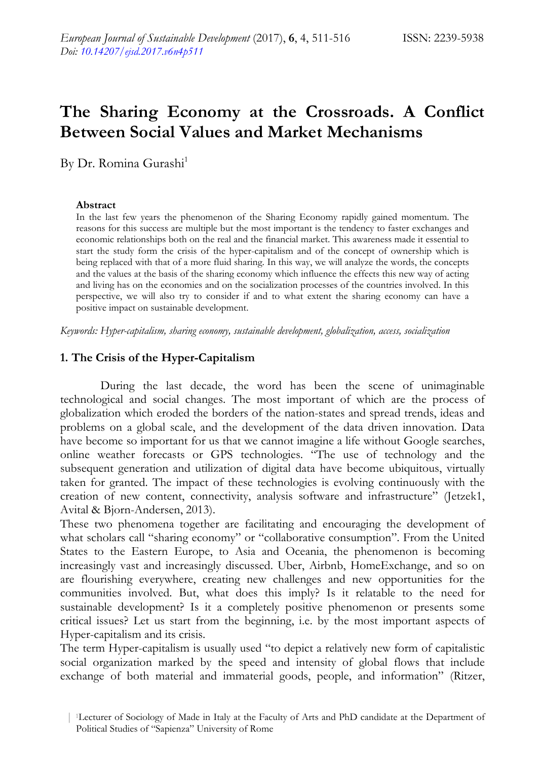# The Sharing Economy at the Crossroads. A Conflict Between Social Values and Market Mechanisms

By Dr. Romina Gurashi[1]

**Abstract**

In the last few years the phenomenon of the Sharing Economy rapidly gained momentum. The reasons for this success are multiple but the most important is the tendency to faster exchanges and economic relationships both on the real and the financial market. This awareness made it essential to start the study form the crisis of the hyper-capitalism and of the concept of ownership which is being replaced with that of a more fluid sharing. In this way, we will analyze the words, the concepts and the values at the basis of the sharing economy which influence the effects this new way of acting and living has on the economies and on the socialization processes of the countries involved. In this perspective, we will also try to consider if and to what extent the sharing economy can have a positive impact on sustainable development.

*Keywords: Hyper-capitalism, sharing economy, sustainable development, globalization, access, socialization*

## 1. The Crisis of the Hyper-Capitalism

During the last decade, the word has been the scene of unimaginable technological and social changes. The most important of which are the process of globalization which eroded the borders of the nation-states and spread trends, ideas and problems on a global scale, and the development of the data driven innovation. Data have become so important for us that we cannot imagine a life without Google searches, online weather forecasts or GPS technologies. "The use of technology and the subsequent generation and utilization of digital data have become ubiquitous, virtually taken for granted. The impact of these technologies is evolving continuously with the creation of new content, connectivity, analysis software and infrastructure" (Jetzek1, Avital & Bjorn-Andersen, 2013).

These two phenomena together are facilitating and encouraging the development of what scholars call "sharing economy" or "collaborative consumption". From the United States to the Eastern Europe, to Asia and Oceania, the phenomenon is becoming increasingly vast and increasingly discussed. Uber, Airbnb, HomeExchange, and so on are flourishing everywhere, creating new challenges and new opportunities for the communities involved. But, what does this imply? Is it relatable to the need for sustainable development? Is it a completely positive phenomenon or presents some critical issues? Let us start from the beginning, i.e. by the most important aspects of Hyper-capitalism and its crisis.

The term Hyper-capitalism is usually used "to depict a relatively new form of capitalistic social organization marked by the speed and intensity of global flows that include exchange of both material and immaterial goods, people, and information" (Ritzer,

[1]Lecturer of Sociology of Made in Italy at the Faculty of Arts and PhD candidate at the Department of Political Studies of "Sapienza" University of Rome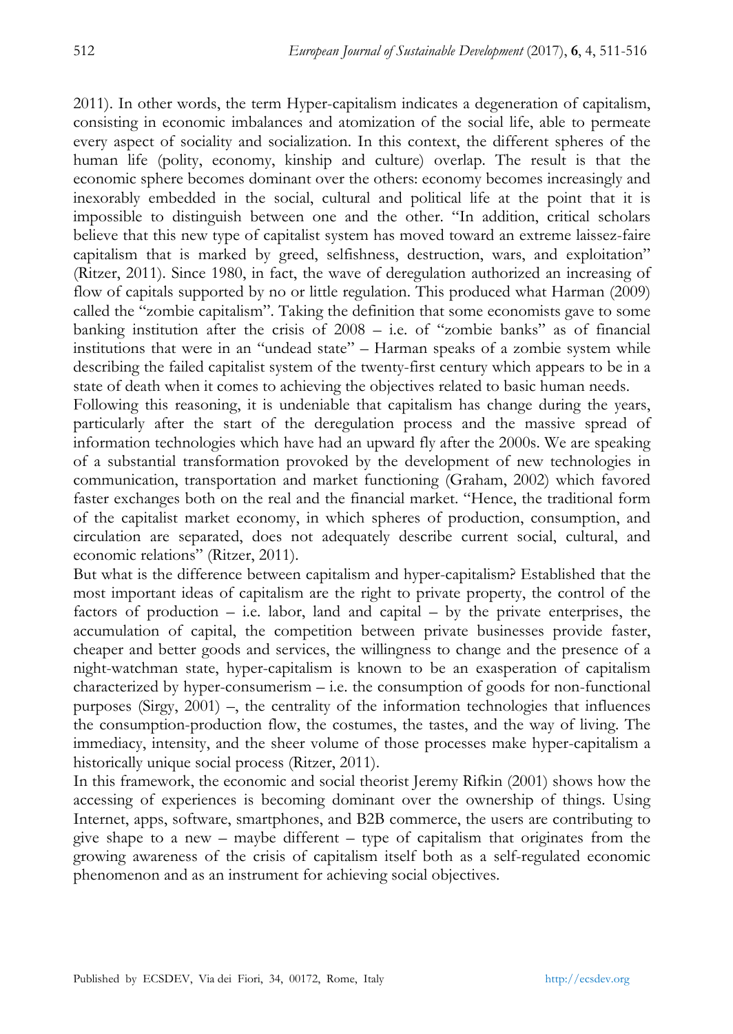2011). In other words, the term Hyper-capitalism indicates a degeneration of capitalism, consisting in economic imbalances and atomization of the social life, able to permeate every aspect of sociality and socialization. In this context, the different spheres of the human life (polity, economy, kinship and culture) overlap. The result is that the economic sphere becomes dominant over the others: economy becomes increasingly and inexorably embedded in the social, cultural and political life at the point that it is impossible to distinguish between one and the other. "In addition, critical scholars believe that this new type of capitalist system has moved toward an extreme laissez-faire capitalism that is marked by greed, selfishness, destruction, wars, and exploitation" (Ritzer, 2011). Since 1980, in fact, the wave of deregulation authorized an increasing of flow of capitals supported by no or little regulation. This produced what Harman (2009) called the "zombie capitalism". Taking the definition that some economists gave to some banking institution after the crisis of 2008 – i.e. of "zombie banks" as of financial institutions that were in an "undead state" – Harman speaks of a zombie system while describing the failed capitalist system of the twenty-first century which appears to be in a state of death when it comes to achieving the objectives related to basic human needs.

Following this reasoning, it is undeniable that capitalism has change during the years, particularly after the start of the deregulation process and the massive spread of information technologies which have had an upward fly after the 2000s. We are speaking of a substantial transformation provoked by the development of new technologies in communication, transportation and market functioning (Graham, 2002) which favored faster exchanges both on the real and the financial market. "Hence, the traditional form of the capitalist market economy, in which spheres of production, consumption, and circulation are separated, does not adequately describe current social, cultural, and economic relations" (Ritzer, 2011).

But what is the difference between capitalism and hyper-capitalism? Established that the most important ideas of capitalism are the right to private property, the control of the factors of production – i.e. labor, land and capital – by the private enterprises, the accumulation of capital, the competition between private businesses provide faster, cheaper and better goods and services, the willingness to change and the presence of a night-watchman state, hyper-capitalism is known to be an exasperation of capitalism characterized by hyper-consumerism – i.e. the consumption of goods for non-functional purposes (Sirgy, 2001) –, the centrality of the information technologies that influences the consumption-production flow, the costumes, the tastes, and the way of living. The immediacy, intensity, and the sheer volume of those processes make hyper-capitalism a historically unique social process (Ritzer, 2011).

In this framework, the economic and social theorist Jeremy Rifkin (2001) shows how the accessing of experiences is becoming dominant over the ownership of things. Using Internet, apps, software, smartphones, and B2B commerce, the users are contributing to give shape to a new – maybe different – type of capitalism that originates from the growing awareness of the crisis of capitalism itself both as a self-regulated economic phenomenon and as an instrument for achieving social objectives.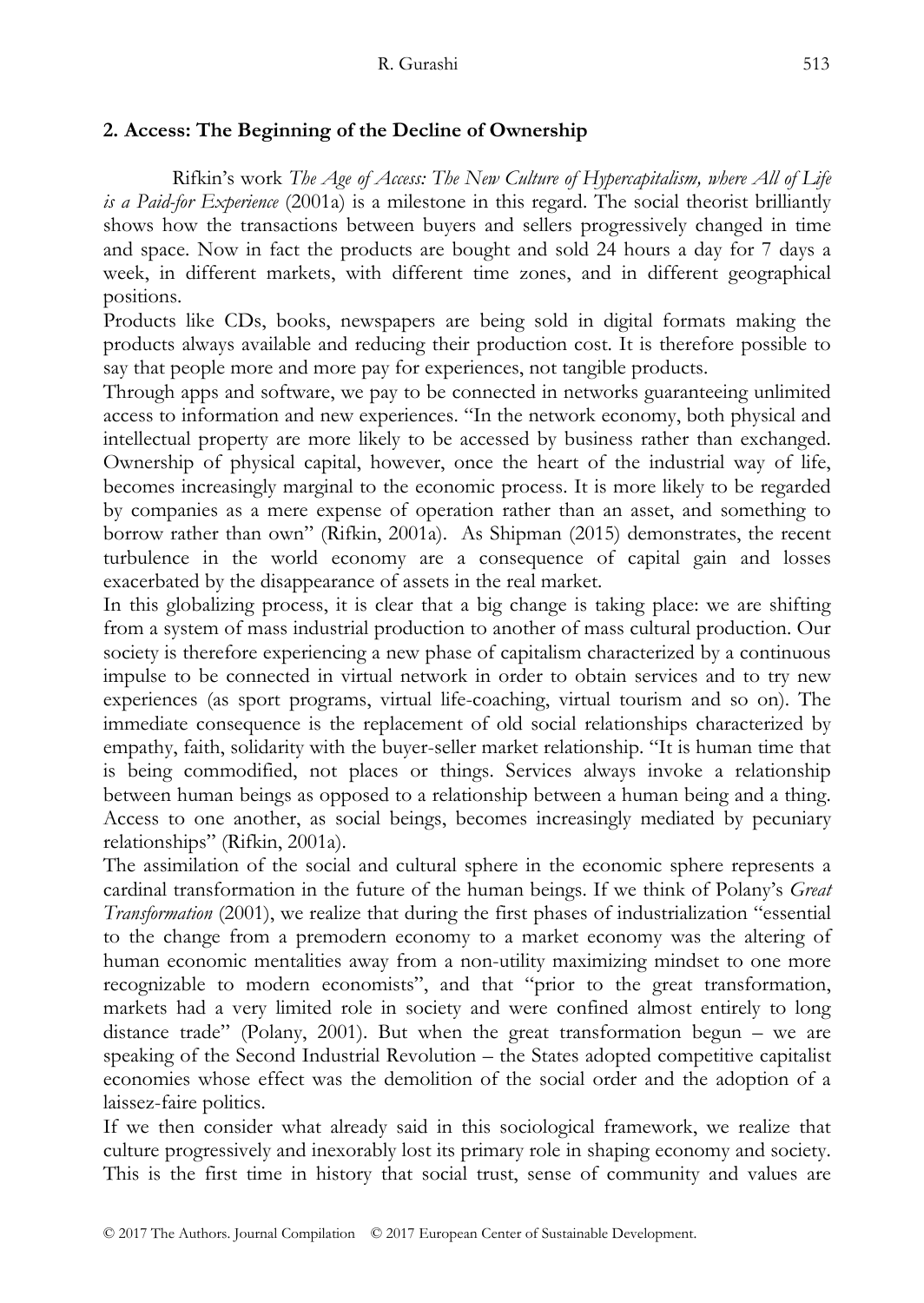## 2. Access: The Beginning of the Decline of Ownership

Rifkin's work *The Age of Access: The New Culture of Hypercapitalism, where All of Life is a Paid-for Experience* (2001a) is a milestone in this regard. The social theorist brilliantly shows how the transactions between buyers and sellers progressively changed in time and space. Now in fact the products are bought and sold 24 hours a day for 7 days a week, in different markets, with different time zones, and in different geographical positions.

Products like CDs, books, newspapers are being sold in digital formats making the products always available and reducing their production cost. It is therefore possible to say that people more and more pay for experiences, not tangible products.

Through apps and software, we pay to be connected in networks guaranteeing unlimited access to information and new experiences. "In the network economy, both physical and intellectual property are more likely to be accessed by business rather than exchanged. Ownership of physical capital, however, once the heart of the industrial way of life, becomes increasingly marginal to the economic process. It is more likely to be regarded by companies as a mere expense of operation rather than an asset, and something to borrow rather than own" (Rifkin, 2001a). As Shipman (2015) demonstrates, the recent turbulence in the world economy are a consequence of capital gain and losses exacerbated by the disappearance of assets in the real market.

In this globalizing process, it is clear that a big change is taking place: we are shifting from a system of mass industrial production to another of mass cultural production. Our society is therefore experiencing a new phase of capitalism characterized by a continuous impulse to be connected in virtual network in order to obtain services and to try new experiences (as sport programs, virtual life-coaching, virtual tourism and so on). The immediate consequence is the replacement of old social relationships characterized by empathy, faith, solidarity with the buyer-seller market relationship. "It is human time that is being commodified, not places or things. Services always invoke a relationship between human beings as opposed to a relationship between a human being and a thing. Access to one another, as social beings, becomes increasingly mediated by pecuniary relationships" (Rifkin, 2001a).

The assimilation of the social and cultural sphere in the economic sphere represents a cardinal transformation in the future of the human beings. If we think of Polany's *Great Transformation* (2001), we realize that during the first phases of industrialization "essential to the change from a premodern economy to a market economy was the altering of human economic mentalities away from a non-utility maximizing mindset to one more recognizable to modern economists", and that "prior to the great transformation, markets had a very limited role in society and were confined almost entirely to long distance trade" (Polany, 2001). But when the great transformation begun – we are speaking of the Second Industrial Revolution – the States adopted competitive capitalist economies whose effect was the demolition of the social order and the adoption of a laissez-faire politics.

If we then consider what already said in this sociological framework, we realize that culture progressively and inexorably lost its primary role in shaping economy and society. This is the first time in history that social trust, sense of community and values are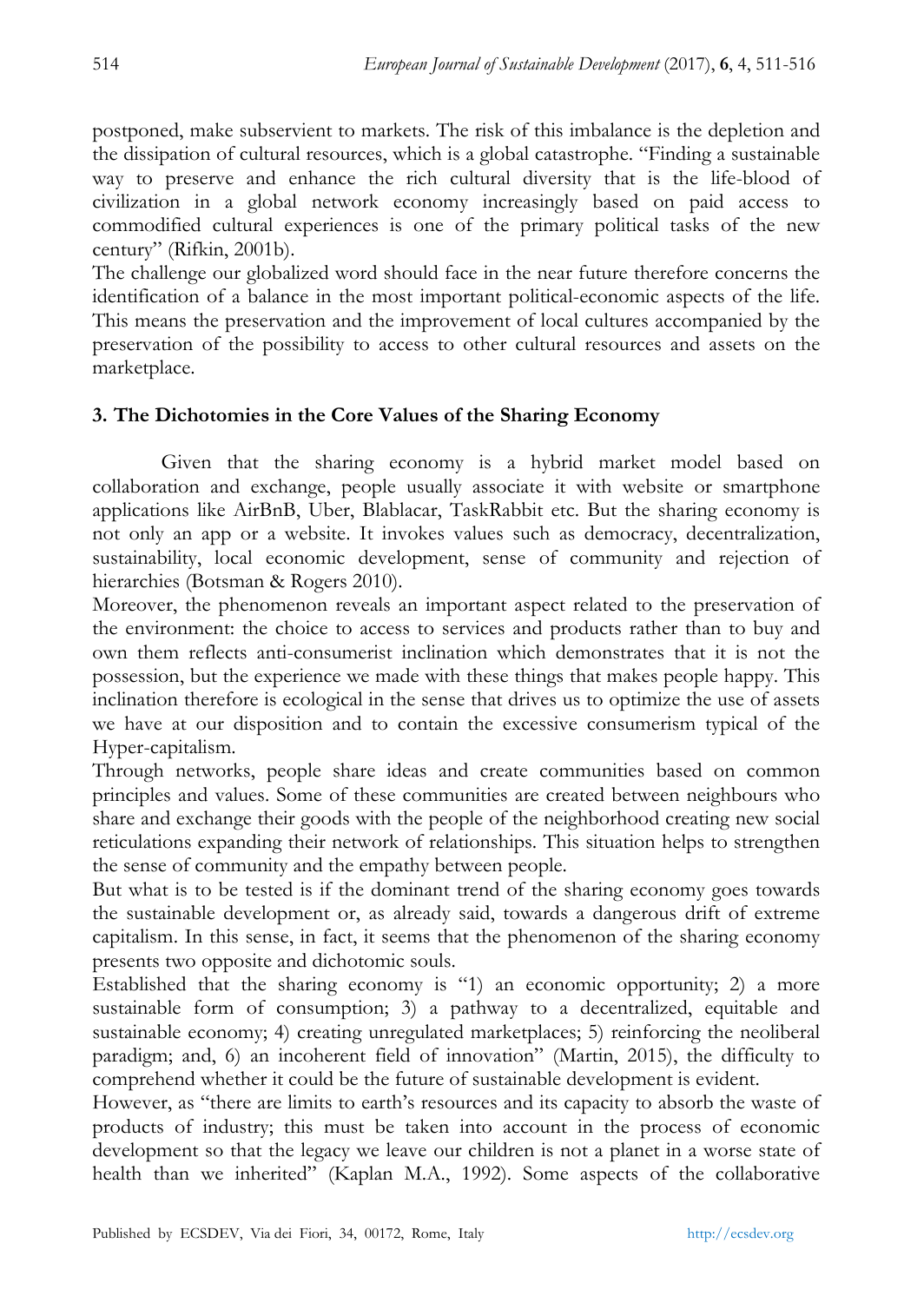postponed, make subservient to markets. The risk of this imbalance is the depletion and the dissipation of cultural resources, which is a global catastrophe. "Finding a sustainable way to preserve and enhance the rich cultural diversity that is the life-blood of civilization in a global network economy increasingly based on paid access to commodified cultural experiences is one of the primary political tasks of the new century" (Rifkin, 2001b).

The challenge our globalized word should face in the near future therefore concerns the identification of a balance in the most important political-economic aspects of the life. This means the preservation and the improvement of local cultures accompanied by the preservation of the possibility to access to other cultural resources and assets on the marketplace.

### 3. The Dichotomies in the Core Values of the Sharing Economy

Given that the sharing economy is a hybrid market model based on collaboration and exchange, people usually associate it with website or smartphone applications like AirBnB, Uber, Blablacar, TaskRabbit etc. But the sharing economy is not only an app or a website. It invokes values such as democracy, decentralization, sustainability, local economic development, sense of community and rejection of hierarchies (Botsman & Rogers 2010).

Moreover, the phenomenon reveals an important aspect related to the preservation of the environment: the choice to access to services and products rather than to buy and own them reflects anti-consumerist inclination which demonstrates that it is not the possession, but the experience we made with these things that makes people happy. This inclination therefore is ecological in the sense that drives us to optimize the use of assets we have at our disposition and to contain the excessive consumerism typical of the Hyper-capitalism.

Through networks, people share ideas and create communities based on common principles and values. Some of these communities are created between neighbours who share and exchange their goods with the people of the neighborhood creating new social reticulations expanding their network of relationships. This situation helps to strengthen the sense of community and the empathy between people.

But what is to be tested is if the dominant trend of the sharing economy goes towards the sustainable development or, as already said, towards a dangerous drift of extreme capitalism. In this sense, in fact, it seems that the phenomenon of the sharing economy presents two opposite and dichotomic souls.

Established that the sharing economy is "1) an economic opportunity; 2) a more sustainable form of consumption; 3) a pathway to a decentralized, equitable and sustainable economy; 4) creating unregulated marketplaces; 5) reinforcing the neoliberal paradigm; and, 6) an incoherent field of innovation" (Martin, 2015), the difficulty to comprehend whether it could be the future of sustainable development is evident.

However, as "there are limits to earth's resources and its capacity to absorb the waste of products of industry; this must be taken into account in the process of economic development so that the legacy we leave our children is not a planet in a worse state of health than we inherited" (Kaplan M.A., 1992). Some aspects of the collaborative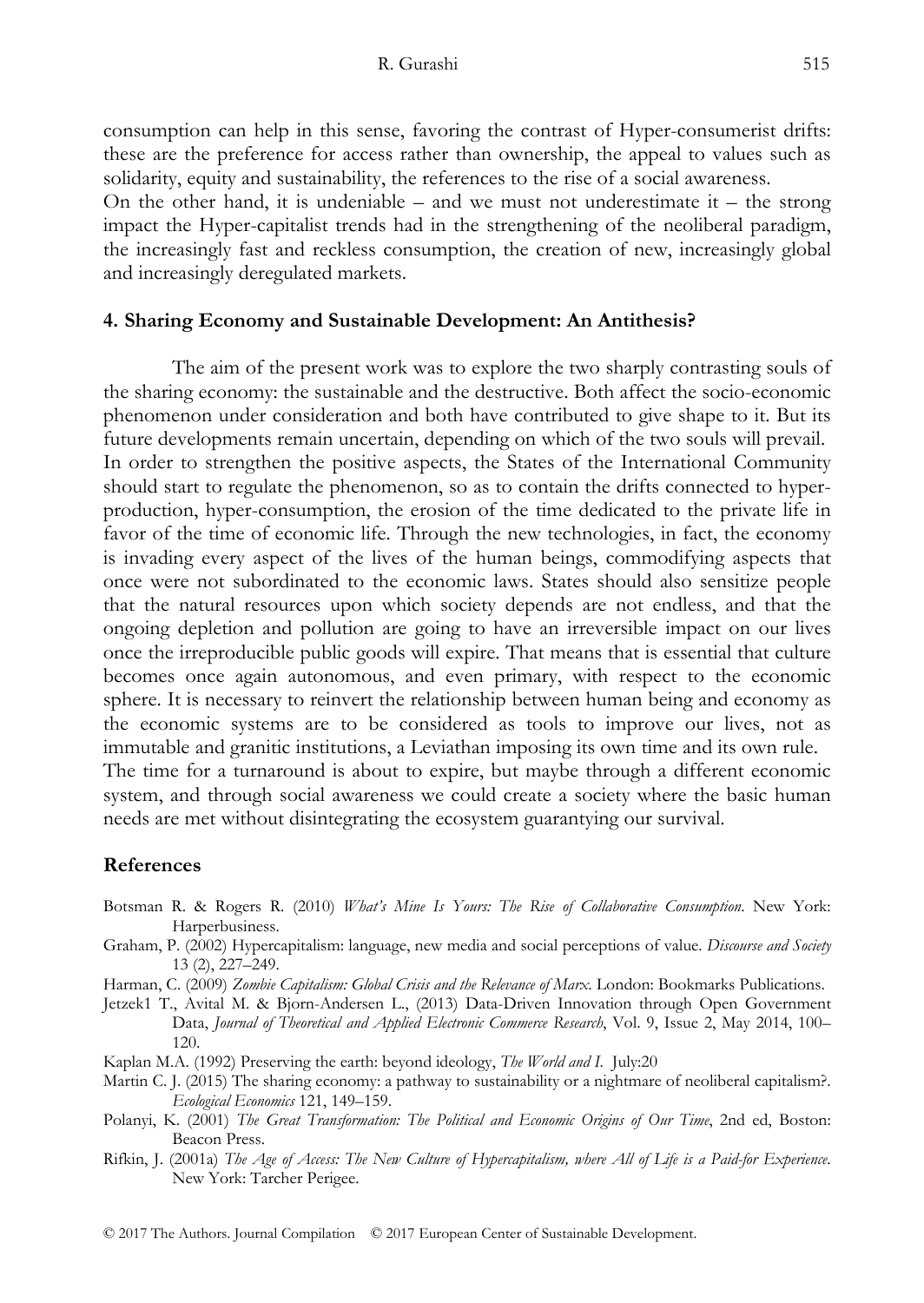consumption can help in this sense, favoring the contrast of Hyper-consumerist drifts: these are the preference for access rather than ownership, the appeal to values such as solidarity, equity and sustainability, the references to the rise of a social awareness.

On the other hand, it is undeniable – and we must not underestimate it – the strong impact the Hyper-capitalist trends had in the strengthening of the neoliberal paradigm, the increasingly fast and reckless consumption, the creation of new, increasingly global and increasingly deregulated markets.

## 4. Sharing Economy and Sustainable Development: An Antithesis?

The aim of the present work was to explore the two sharply contrasting souls of the sharing economy: the sustainable and the destructive. Both affect the socio-economic phenomenon under consideration and both have contributed to give shape to it. But its future developments remain uncertain, depending on which of the two souls will prevail.

In order to strengthen the positive aspects, the States of the International Community should start to regulate the phenomenon, so as to contain the drifts connected to hyper-production, hyper-consumption, the erosion of the time dedicated to the private life in favor of the time of economic life. Through the new technologies, in fact, the economy is invading every aspect of the lives of the human beings, commodifying aspects that once were not subordinated to the economic laws. States should also sensitize people that the natural resources upon which society depends are not endless, and that the ongoing depletion and pollution are going to have an irreversible impact on our lives once the irreproducible public goods will expire. That means that is essential that culture becomes once again autonomous, and even primary, with respect to the economic sphere. It is necessary to reinvert the relationship between human being and economy as the economic systems are to be considered as tools to improve our lives, not as immutable and granitic institutions, a Leviathan imposing its own time and its own rule.

The time for a turnaround is about to expire, but maybe through a different economic system, and through social awareness we could create a society where the basic human needs are met without disintegrating the ecosystem guarantying our survival.

## References

Botsman R. & Rogers R. (2010) *What's Mine Is Yours: The Rise of Collaborative Consumption*. New York: Harperbusiness.

Graham, P. (2002) Hypercapitalism: language, new media and social perceptions of value. *Discourse and Society* 13 (2), 227–249.

Harman, C. (2009) *Zombie Capitalism: Global Crisis and the Relevance of Marx*. London: Bookmarks Publications.

Jetzek1 T., Avital M. & Bjorn-Andersen L., (2013) Data-Driven Innovation through Open Government Data, *Journal of Theoretical and Applied Electronic Commerce Research*, Vol. 9, Issue 2, May 2014, 100–120.

Kaplan M.A. (1992) Preserving the earth: beyond ideology, *The World and I*. July:20

Martin C. J. (2015) The sharing economy: a pathway to sustainability or a nightmare of neoliberal capitalism?. *Ecological Economics* 121, 149–159.

Polanyi, K. (2001) *The Great Transformation: The Political and Economic Origins of Our Time*, 2nd ed, Boston: Beacon Press.

Rifkin, J. (2001a) *The Age of Access: The New Culture of Hypercapitalism, where All of Life is a Paid-for Experience*. New York: Tarcher Perigee.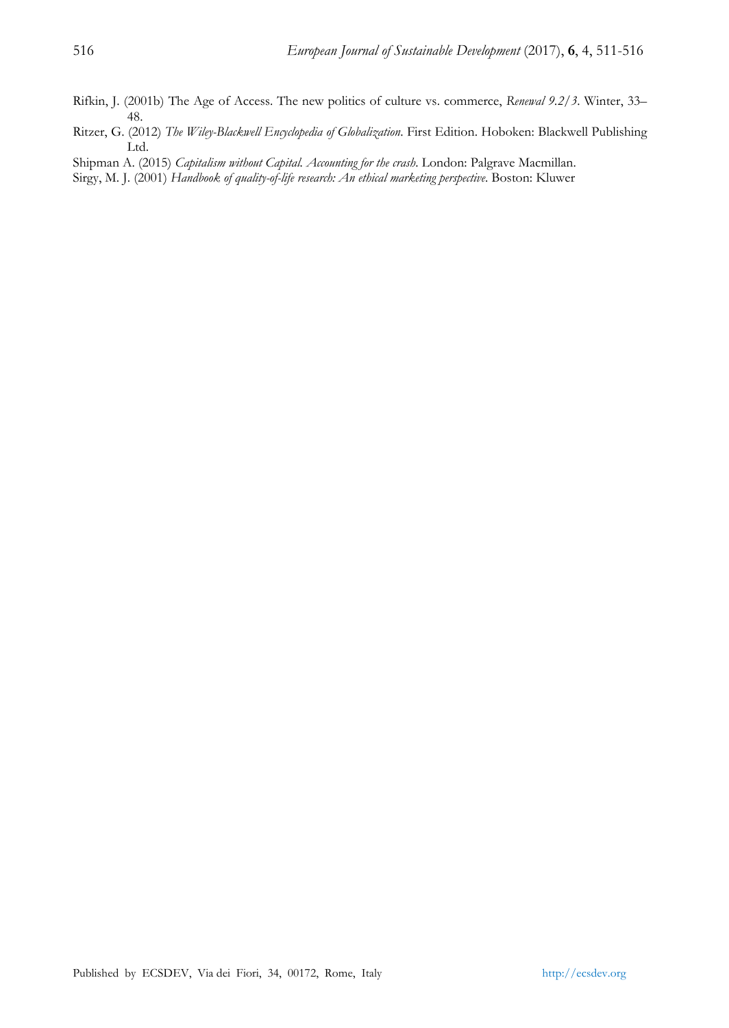Rifkin, J. (2001b) The Age of Access. The new politics of culture vs. commerce, *Renewal 9.2/3*. Winter, 33–48.

Ritzer, G. (2012) *The Wiley-Blackwell Encyclopedia of Globalization*. First Edition. Hoboken: Blackwell Publishing Ltd.

Shipman A. (2015) *Capitalism without Capital. Accounting for the crash*. London: Palgrave Macmillan.

Sirgy, M. J. (2001) *Handbook of quality-of-life research: An ethical marketing perspective*. Boston: Kluwer